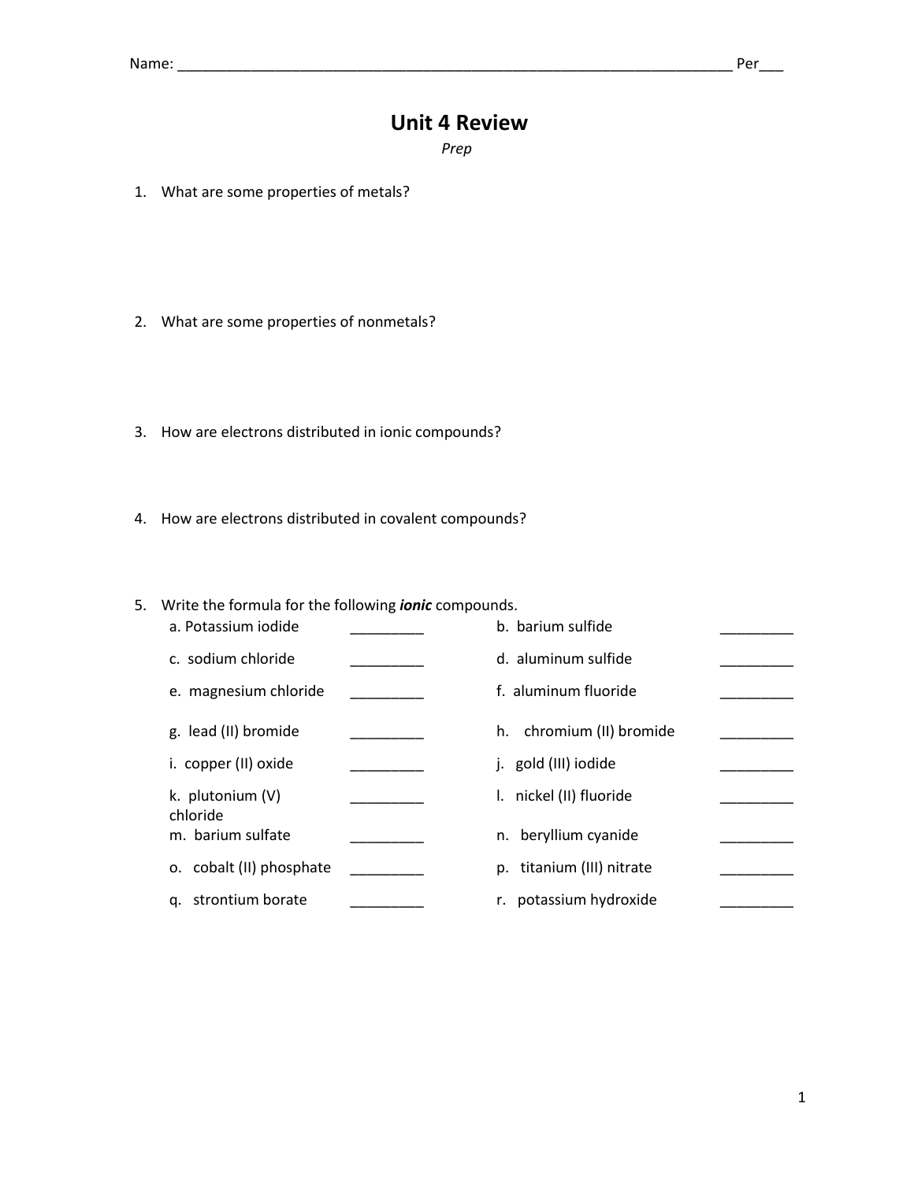Name: ______________________________________________________________________ Per___

# Unit 4 Review

*Prep*

1. What are some properties of metals?

2. What are some properties of nonmetals?

3. How are electrons distributed in ionic compounds?

4. How are electrons distributed in covalent compounds?

5. Write the formula for the following ***ionic*** compounds.

| | | | |
|---|---|---|---|
| a. Potassium iodide | _________ | b. barium sulfide | _________ |
| c. sodium chloride | _________ | d. aluminum sulfide | _________ |
| e. magnesium chloride | _________ | f. aluminum fluoride | _________ |
| g. lead (II) bromide | _________ | h. chromium (II) bromide | _________ |
| i. copper (II) oxide | _________ | j. gold (III) iodide | _________ |
| k. plutonium (V) chloride | _________ | l. nickel (II) fluoride | _________ |
| m. barium sulfate | _________ | n. beryllium cyanide | _________ |
| o. cobalt (II) phosphate | _________ | p. titanium (III) nitrate | _________ |
| q. strontium borate | _________ | r. potassium hydroxide | _________ |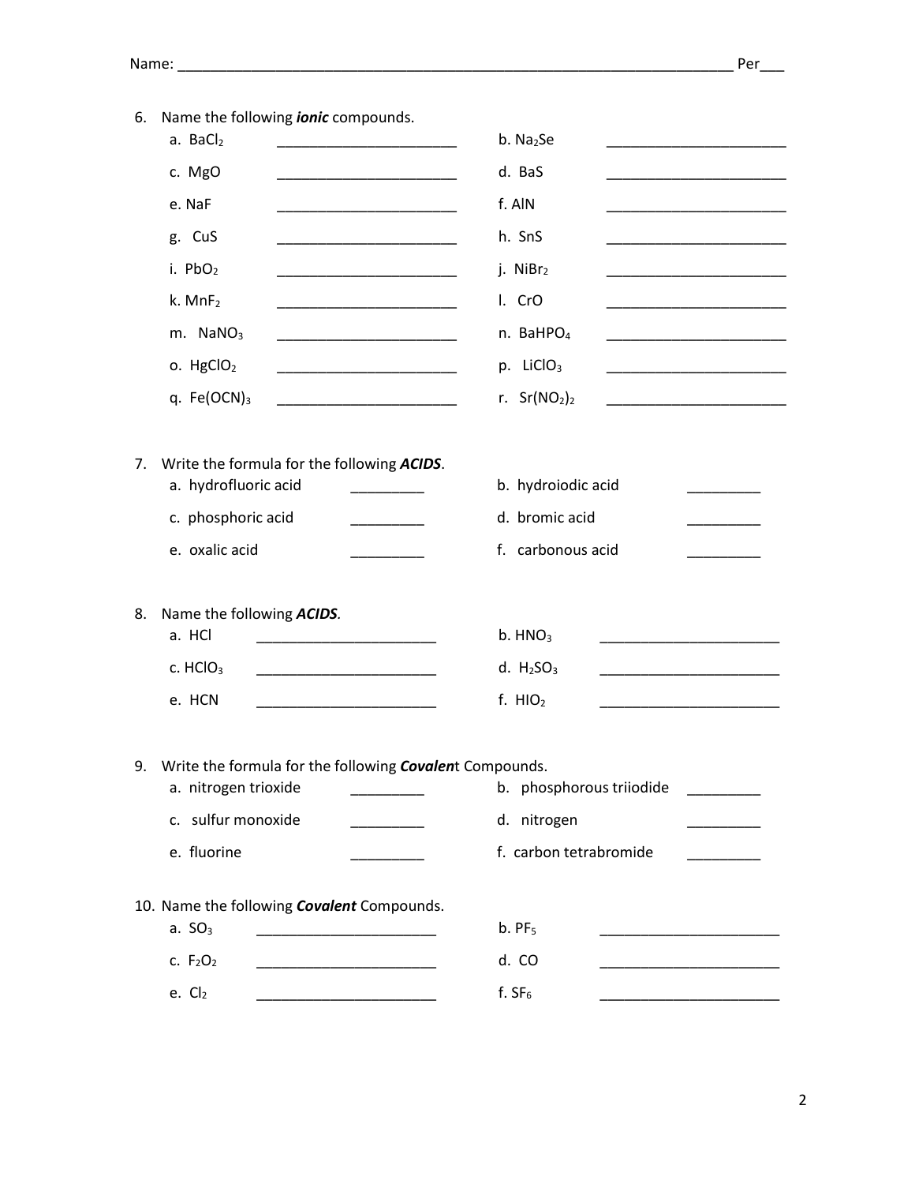Name: _______________________________________________________________________ Per___

6. Name the following ***ionic*** compounds.

a. $BaCl_2$ ______________________ b. $Na_2Se$ ______________________

c. MgO ______________________ d. BaS ______________________

e. NaF ______________________ f. AlN ______________________

g. CuS ______________________ h. SnS ______________________

i. $PbO_2$ ______________________ j. $NiBr_2$ ______________________

k. $MnF_2$ ______________________ l. CrO ______________________

m. $NaNO_3$ ______________________ n. $BaHPO_4$ ______________________

o. $HgClO_2$ ______________________ p. $LiClO_3$ ______________________

q. $Fe(OCN)_3$ ______________________ r. $Sr(NO_2)_2$ ______________________

7. Write the formula for the following ***ACIDS***.

a. hydrofluoric acid _________ b. hydroiodic acid _________

c. phosphoric acid _________ d. bromic acid _________

e. oxalic acid _________ f. carbonous acid _________

8. Name the following ***ACIDS***.

a. HCl ______________________ b. $HNO_3$ ______________________

c. $HClO_3$ ______________________ d. $H_2SO_3$ ______________________

e. HCN ______________________ f. $HIO_2$ ______________________

9. Write the formula for the following ***Covalen***t Compounds.

a. nitrogen trioxide _________ b. phosphorous triiodide _________

c. sulfur monoxide _________ d. nitrogen _________

e. fluorine _________ f. carbon tetrabromide _________

10. Name the following ***Covalent*** Compounds.

a. $SO_3$ ______________________ b. $PF_5$ ______________________

c. $F_2O_2$ ______________________ d. CO ______________________

e. $Cl_2$ ______________________ f. $SF_6$ ______________________